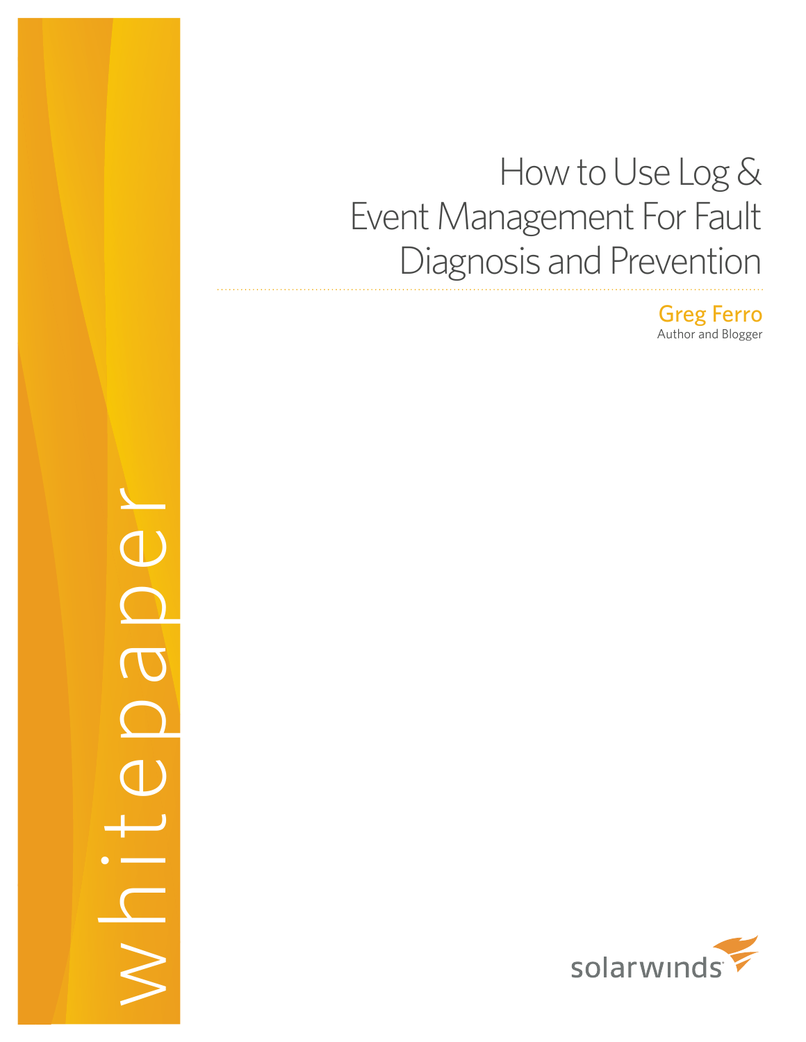whitepaper

# How to Use Log & Event Management For Fault Diagnosis and Prevention

**Greg Ferro**
Author and Blogger

solarwinds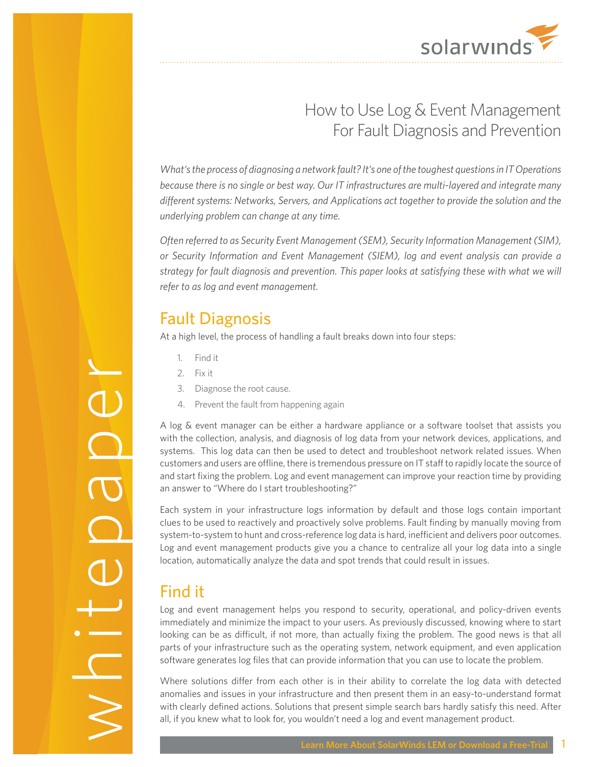# How to Use Log & Event Management For Fault Diagnosis and Prevention

*What's the process of diagnosing a network fault? It's one of the toughest questions in IT Operations because there is no single or best way. Our IT infrastructures are multi-layered and integrate many different systems: Networks, Servers, and Applications act together to provide the solution and the underlying problem can change at any time.*

*Often referred to as Security Event Management (SEM), Security Information Management (SIM), or Security Information and Event Management (SIEM), log and event analysis can provide a strategy for fault diagnosis and prevention. This paper looks at satisfying these with what we will refer to as log and event management.*

## Fault Diagnosis

At a high level, the process of handling a fault breaks down into four steps:

1. Find it
2. Fix it
3. Diagnose the root cause.
4. Prevent the fault from happening again

A log & event manager can be either a hardware appliance or a software toolset that assists you with the collection, analysis, and diagnosis of log data from your network devices, applications, and systems. This log data can then be used to detect and troubleshoot network related issues. When customers and users are offline, there is tremendous pressure on IT staff to rapidly locate the source of and start fixing the problem. Log and event management can improve your reaction time by providing an answer to "Where do I start troubleshooting?"

Each system in your infrastructure logs information by default and those logs contain important clues to be used to reactively and proactively solve problems. Fault finding by manually moving from system-to-system to hunt and cross-reference log data is hard, inefficient and delivers poor outcomes. Log and event management products give you a chance to centralize all your log data into a single location, automatically analyze the data and spot trends that could result in issues.

## Find it

Log and event management helps you respond to security, operational, and policy-driven events immediately and minimize the impact to your users. As previously discussed, knowing where to start looking can be as difficult, if not more, than actually fixing the problem. The good news is that all parts of your infrastructure such as the operating system, network equipment, and even application software generates log files that can provide information that you can use to locate the problem.

Where solutions differ from each other is in their ability to correlate the log data with detected anomalies and issues in your infrastructure and then present them in an easy-to-understand format with clearly defined actions. Solutions that present simple search bars hardly satisfy this need. After all, if you knew what to look for, you wouldn't need a log and event management product.

**Learn More About SolarWinds LEM or Download a Free-Trial**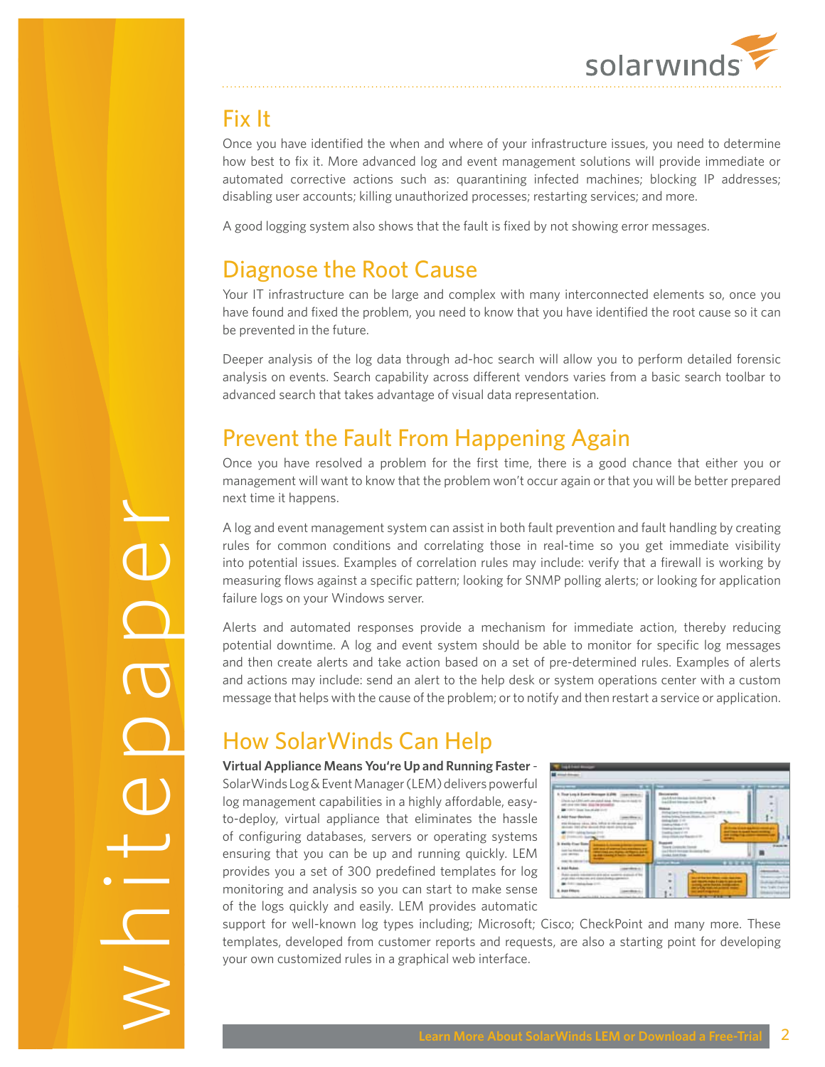## Fix It

Once you have identified the when and where of your infrastructure issues, you need to determine how best to fix it. More advanced log and event management solutions will provide immediate or automated corrective actions such as: quarantining infected machines; blocking IP addresses; disabling user accounts; killing unauthorized processes; restarting services; and more.

A good logging system also shows that the fault is fixed by not showing error messages.

## Diagnose the Root Cause

Your IT infrastructure can be large and complex with many interconnected elements so, once you have found and fixed the problem, you need to know that you have identified the root cause so it can be prevented in the future.

Deeper analysis of the log data through ad-hoc search will allow you to perform detailed forensic analysis on events. Search capability across different vendors varies from a basic search toolbar to advanced search that takes advantage of visual data representation.

## Prevent the Fault From Happening Again

Once you have resolved a problem for the first time, there is a good chance that either you or management will want to know that the problem won't occur again or that you will be better prepared next time it happens.

A log and event management system can assist in both fault prevention and fault handling by creating rules for common conditions and correlating those in real-time so you get immediate visibility into potential issues. Examples of correlation rules may include: verify that a firewall is working by measuring flows against a specific pattern; looking for SNMP polling alerts; or looking for application failure logs on your Windows server.

Alerts and automated responses provide a mechanism for immediate action, thereby reducing potential downtime. A log and event system should be able to monitor for specific log messages and then create alerts and take action based on a set of pre-determined rules. Examples of alerts and actions may include: send an alert to the help desk or system operations center with a custom message that helps with the cause of the problem; or to notify and then restart a service or application.

## How SolarWinds Can Help

**Virtual Appliance Means You're Up and Running Faster** - SolarWinds Log & Event Manager (LEM) delivers powerful log management capabilities in a highly affordable, easy-to-deploy, virtual appliance that eliminates the hassle of configuring databases, servers or operating systems ensuring that you can be up and running quickly. LEM provides you a set of 300 predefined templates for log monitoring and analysis so you can start to make sense of the logs quickly and easily. LEM provides automatic support for well-known log types including; Microsoft; Cisco; CheckPoint and many more. These templates, developed from customer reports and requests, are also a starting point for developing your own customized rules in a graphical web interface.

Learn More About SolarWinds LEM or Download a Free-Trial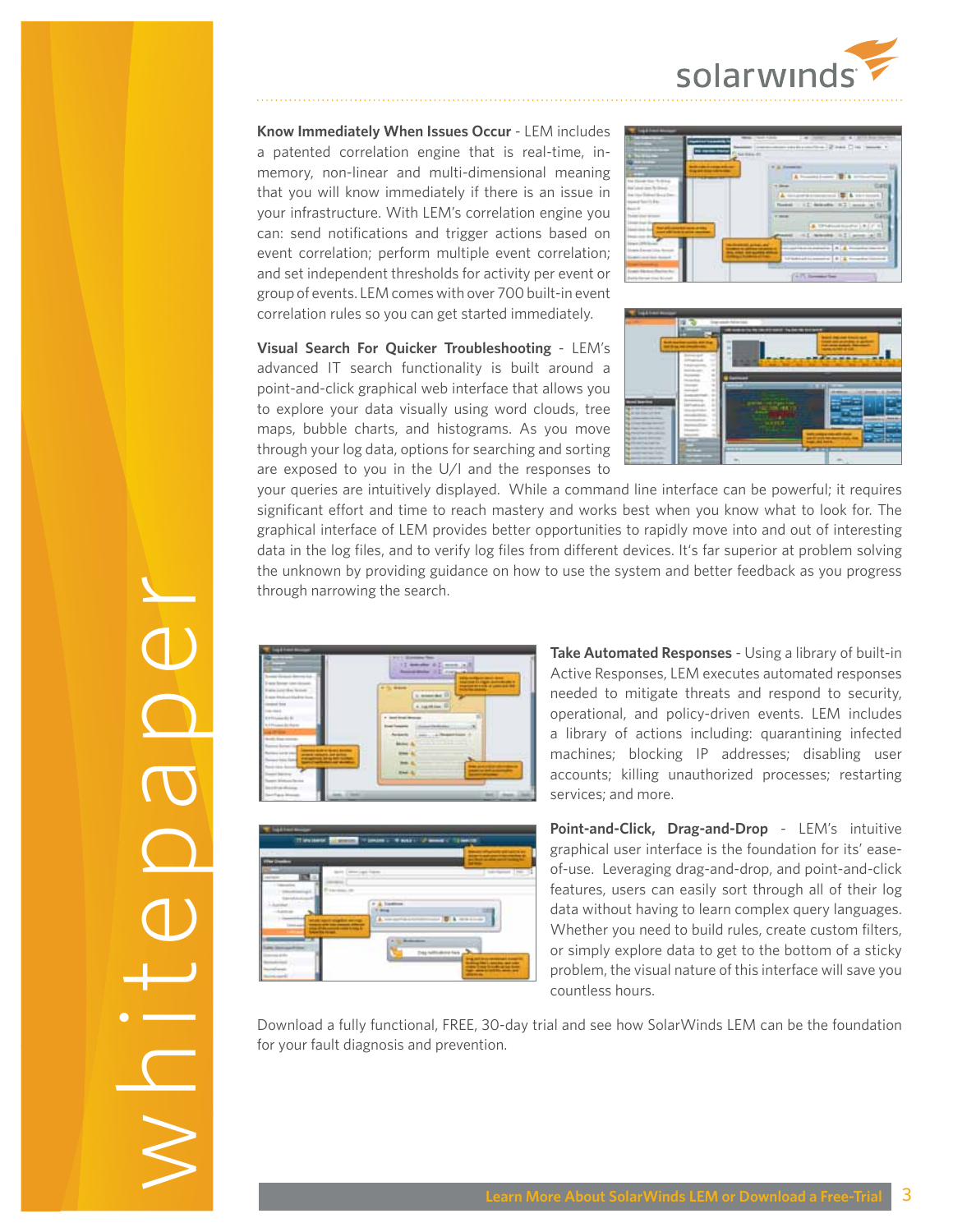**Know Immediately When Issues Occur** - LEM includes a patented correlation engine that is real-time, in-memory, non-linear and multi-dimensional meaning that you will know immediately if there is an issue in your infrastructure. With LEM's correlation engine you can: send notifications and trigger actions based on event correlation; perform multiple event correlation; and set independent thresholds for activity per event or group of events. LEM comes with over 700 built-in event correlation rules so you can get started immediately.

**Visual Search For Quicker Troubleshooting** - LEM's advanced IT search functionality is built around a point-and-click graphical web interface that allows you to explore your data visually using word clouds, tree maps, bubble charts, and histograms. As you move through your log data, options for searching and sorting are exposed to you in the U/I and the responses to your queries are intuitively displayed. While a command line interface can be powerful; it requires significant effort and time to reach mastery and works best when you know what to look for. The graphical interface of LEM provides better opportunities to rapidly move into and out of interesting data in the log files, and to verify log files from different devices. It's far superior at problem solving the unknown by providing guidance on how to use the system and better feedback as you progress through narrowing the search.

**Take Automated Responses** - Using a library of built-in Active Responses, LEM executes automated responses needed to mitigate threats and respond to security, operational, and policy-driven events. LEM includes a library of actions including: quarantining infected machines; blocking IP addresses; disabling user accounts; killing unauthorized processes; restarting services; and more.

**Point-and-Click, Drag-and-Drop** - LEM's intuitive graphical user interface is the foundation for its' ease-of-use. Leveraging drag-and-drop, and point-and-click features, users can easily sort through all of their log data without having to learn complex query languages. Whether you need to build rules, create custom filters, or simply explore data to get to the bottom of a sticky problem, the visual nature of this interface will save you countless hours.

Download a fully functional, FREE, 30-day trial and see how SolarWinds LEM can be the foundation for your fault diagnosis and prevention.

Learn More About SolarWinds LEM or Download a Free-Trial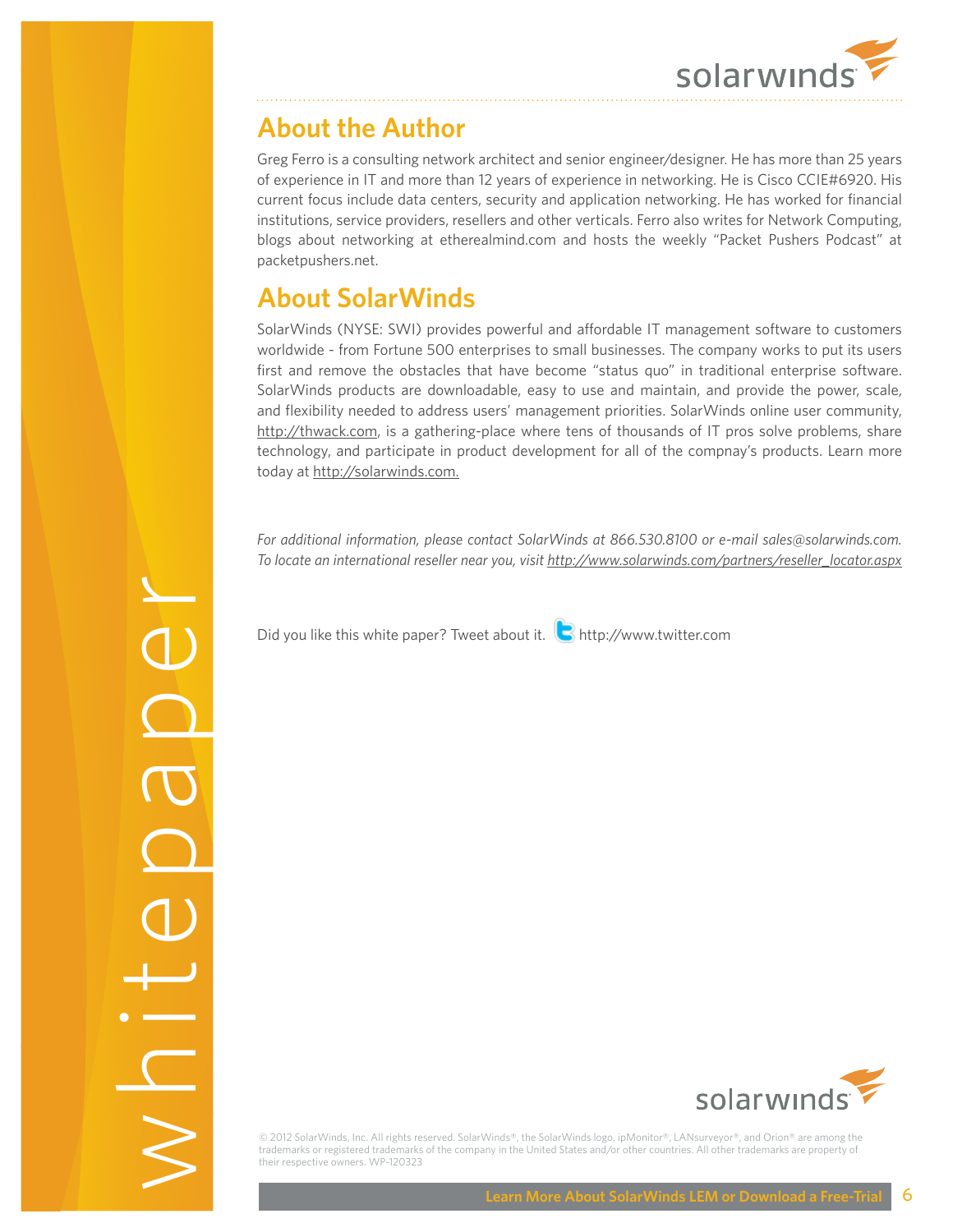## About the Author

Greg Ferro is a consulting network architect and senior engineer/designer. He has more than 25 years of experience in IT and more than 12 years of experience in networking. He is Cisco CCIE#6920. His current focus include data centers, security and application networking. He has worked for financial institutions, service providers, resellers and other verticals. Ferro also writes for Network Computing, blogs about networking at etherealmind.com and hosts the weekly "Packet Pushers Podcast" at packetpushers.net.

## About SolarWinds

SolarWinds (NYSE: SWI) provides powerful and affordable IT management software to customers worldwide - from Fortune 500 enterprises to small businesses. The company works to put its users first and remove the obstacles that have become "status quo" in traditional enterprise software. SolarWinds products are downloadable, easy to use and maintain, and provide the power, scale, and flexibility needed to address users' management priorities. SolarWinds online user community, http://thwack.com, is a gathering-place where tens of thousands of IT pros solve problems, share technology, and participate in product development for all of the compnay's products. Learn more today at http://solarwinds.com.

*For additional information, please contact SolarWinds at 866.530.8100 or e-mail sales@solarwinds.com. To locate an international reseller near you, visit http://www.solarwinds.com/partners/reseller_locator.aspx*

Did you like this white paper? Tweet about it. http://www.twitter.com

© 2012 SolarWinds, Inc. All rights reserved. SolarWinds®, the SolarWinds logo, ipMonitor®, LANsurveyor®, and Orion® are among the trademarks or registered trademarks of the company in the United States and/or other countries. All other trademarks are property of their respective owners. WP-120323

Learn More About SolarWinds LEM or Download a Free-Trial